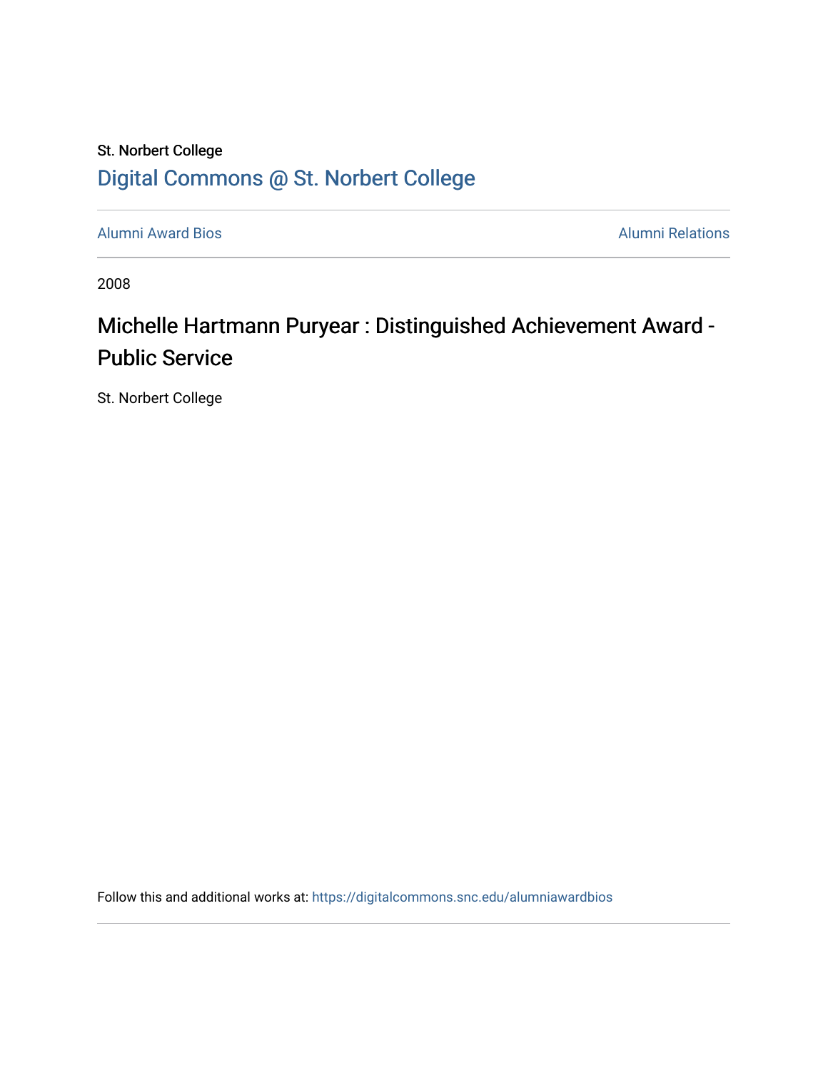St. Norbert College

Digital Commons @ St. Norbert College

Alumni Award Bios | Alumni Relations

2008

# Michelle Hartmann Puryear : Distinguished Achievement Award - Public Service

St. Norbert College

Follow this and additional works at: https://digitalcommons.snc.edu/alumniawardbios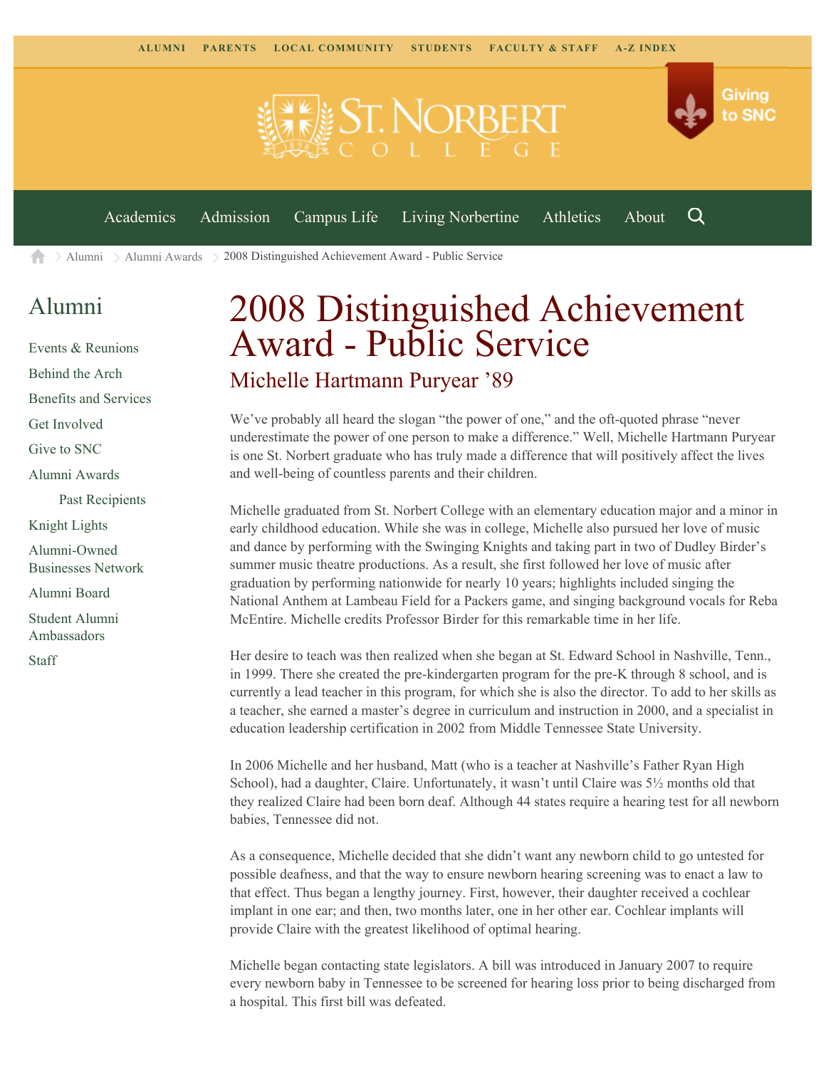ALUMNI PARENTS LOCAL COMMUNITY STUDENTS FACULTY & STAFF A-Z INDEX

Giving to SNC

Academics Admission Campus Life Living Norbertine Athletics About

Alumni > Alumni Awards > 2008 Distinguished Achievement Award - Public Service

## Alumni

- Events & Reunions
- Behind the Arch
- Benefits and Services
- Get Involved
- Give to SNC
- Alumni Awards
  - Past Recipients
- Knight Lights
- Alumni-Owned Businesses Network
- Alumni Board
- Student Alumni Ambassadors
- Staff

# 2008 Distinguished Achievement Award - Public Service

## Michelle Hartmann Puryear '89

We've probably all heard the slogan "the power of one," and the oft-quoted phrase "never underestimate the power of one person to make a difference." Well, Michelle Hartmann Puryear is one St. Norbert graduate who has truly made a difference that will positively affect the lives and well-being of countless parents and their children.

Michelle graduated from St. Norbert College with an elementary education major and a minor in early childhood education. While she was in college, Michelle also pursued her love of music and dance by performing with the Swinging Knights and taking part in two of Dudley Birder's summer music theatre productions. As a result, she first followed her love of music after graduation by performing nationwide for nearly 10 years; highlights included singing the National Anthem at Lambeau Field for a Packers game, and singing background vocals for Reba McEntire. Michelle credits Professor Birder for this remarkable time in her life.

Her desire to teach was then realized when she began at St. Edward School in Nashville, Tenn., in 1999. There she created the pre-kindergarten program for the pre-K through 8 school, and is currently a lead teacher in this program, for which she is also the director. To add to her skills as a teacher, she earned a master's degree in curriculum and instruction in 2000, and a specialist in education leadership certification in 2002 from Middle Tennessee State University.

In 2006 Michelle and her husband, Matt (who is a teacher at Nashville's Father Ryan High School), had a daughter, Claire. Unfortunately, it wasn't until Claire was 5½ months old that they realized Claire had been born deaf. Although 44 states require a hearing test for all newborn babies, Tennessee did not.

As a consequence, Michelle decided that she didn't want any newborn child to go untested for possible deafness, and that the way to ensure newborn hearing screening was to enact a law to that effect. Thus began a lengthy journey. First, however, their daughter received a cochlear implant in one ear; and then, two months later, one in her other ear. Cochlear implants will provide Claire with the greatest likelihood of optimal hearing.

Michelle began contacting state legislators. A bill was introduced in January 2007 to require every newborn baby in Tennessee to be screened for hearing loss prior to being discharged from a hospital. This first bill was defeated.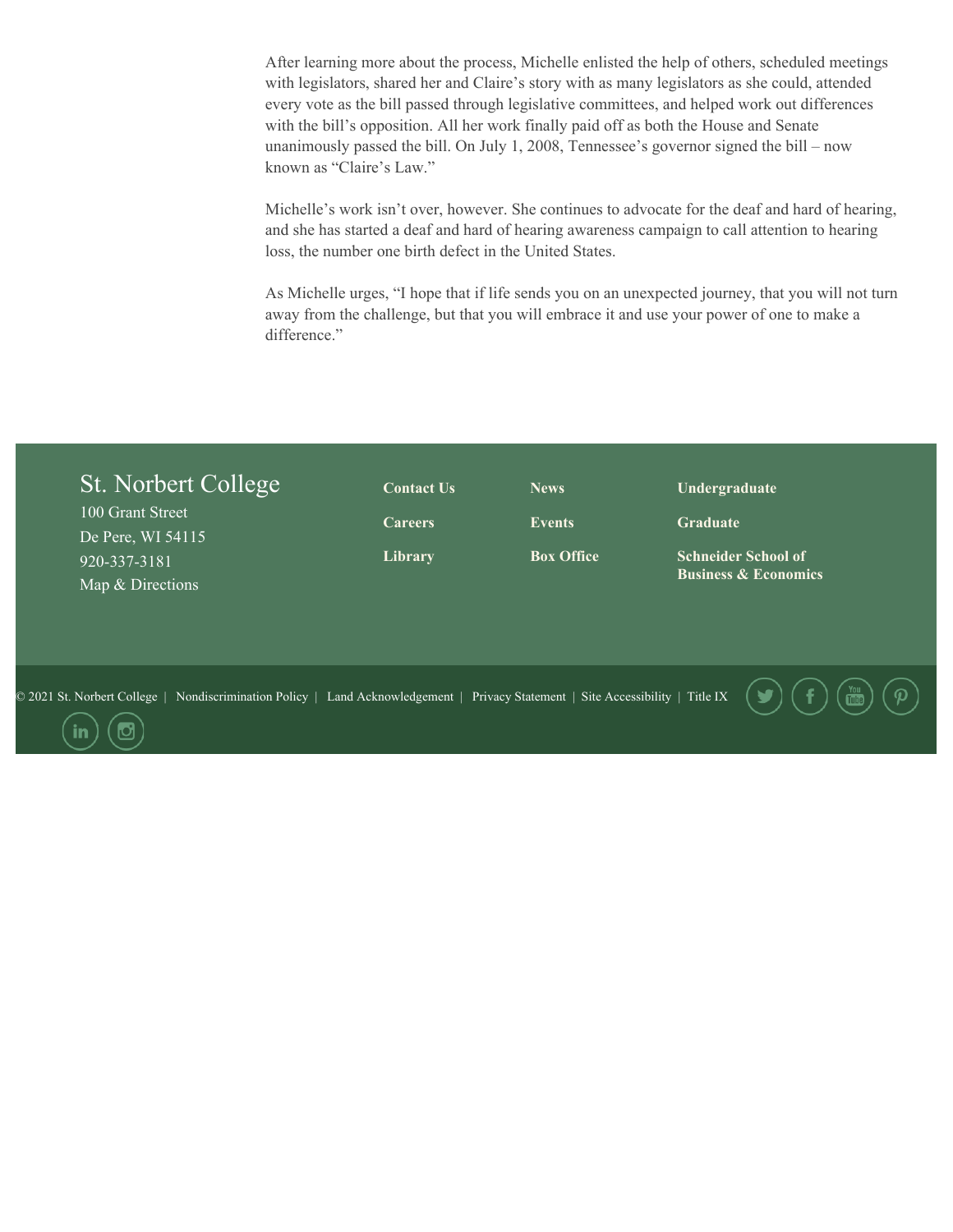After learning more about the process, Michelle enlisted the help of others, scheduled meetings with legislators, shared her and Claire's story with as many legislators as she could, attended every vote as the bill passed through legislative committees, and helped work out differences with the bill's opposition. All her work finally paid off as both the House and Senate unanimously passed the bill. On July 1, 2008, Tennessee's governor signed the bill – now known as "Claire's Law."

Michelle's work isn't over, however. She continues to advocate for the deaf and hard of hearing, and she has started a deaf and hard of hearing awareness campaign to call attention to hearing loss, the number one birth defect in the United States.

As Michelle urges, "I hope that if life sends you on an unexpected journey, that you will not turn away from the challenge, but that you will embrace it and use your power of one to make a difference."

St. Norbert College
100 Grant Street
De Pere, WI 54115
920-337-3181
Map & Directions

**Contact Us**
**Careers**
**Library**
**News**
**Events**
**Box Office**
**Undergraduate**
**Graduate**
**Schneider School of Business & Economics**

© 2021 St. Norbert College | Nondiscrimination Policy | Land Acknowledgement | Privacy Statement | Site Accessibility | Title IX